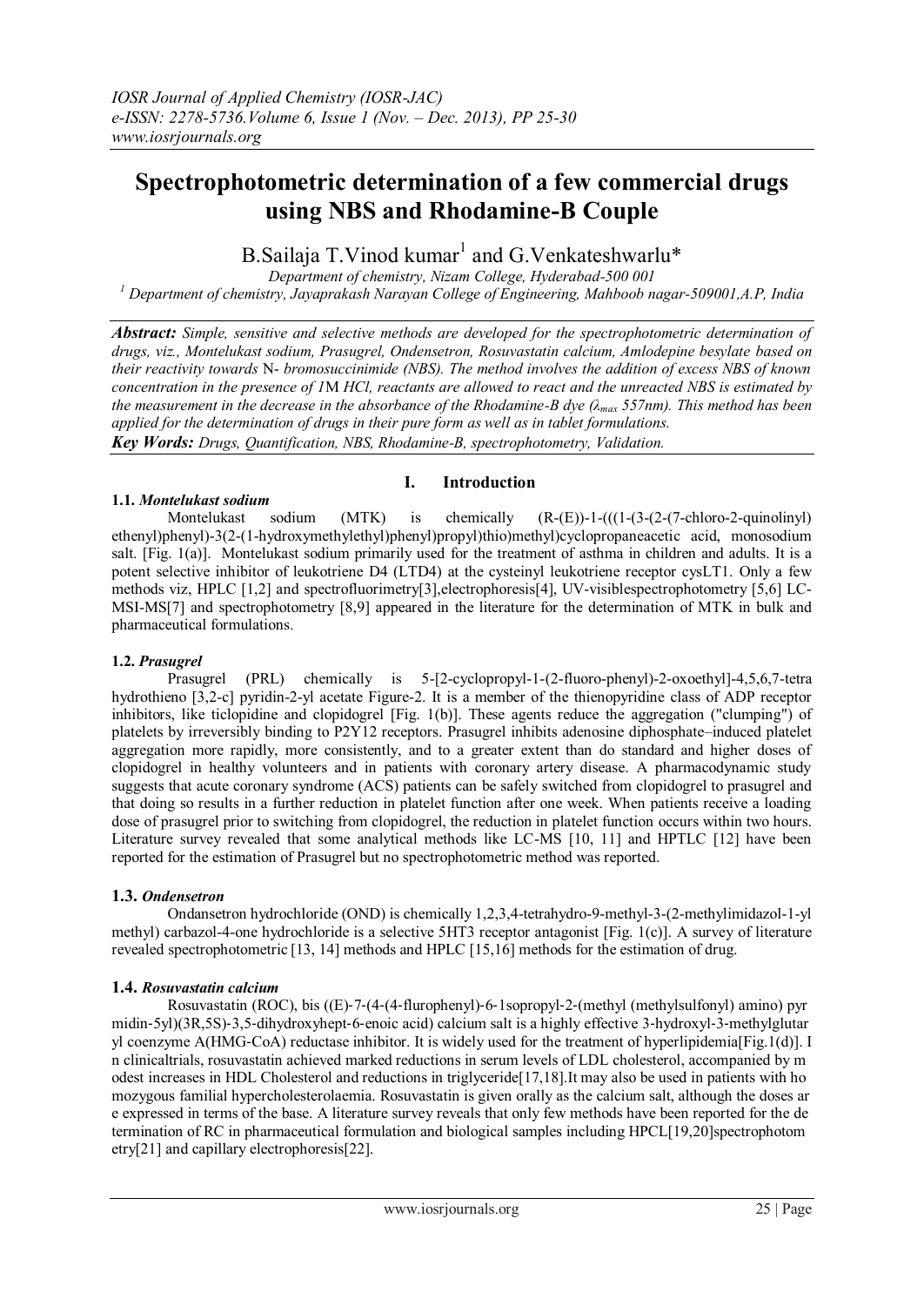# Spectrophotometric determination of a few commercial drugs using NBS and Rhodamine-B Couple

B.Sailaja T.Vinod kumar[1] and G.Venkateshwarlu*

*Department of chemistry, Nizam College, Hyderabad-500 001*

*[1] Department of chemistry, Jayaprakash Narayan College of Engineering, Mahboob nagar-509001,A.P, India*

***Abstract:*** *Simple, sensitive and selective methods are developed for the spectrophotometric determination of drugs, viz., Montelukast sodium, Prasugrel, Ondensetron, Rosuvastatin calcium, Amlodepine besylate based on their reactivity towards* N- *bromosuccinimide (NBS). The method involves the addition of excess NBS of known concentration in the presence of 1*M *HCl, reactants are allowed to react and the unreacted NBS is estimated by the measurement in the decrease in the absorbance of the Rhodamine-B dye ($\lambda_{max}$ 557nm). This method has been applied for the determination of drugs in their pure form as well as in tablet formulations.*

***Key Words:*** *Drugs, Quantification, NBS, Rhodamine-B, spectrophotometry, Validation.*

## I. Introduction

### 1.1. *Montelukast sodium*

Montelukast sodium (MTK) is chemically (R-(E))-1-(((1-(3-(2-(7-chloro-2-quinolinyl) ethenyl)phenyl)-3(2-(1-hydroxymethylethyl)phenyl)propyl)thio)methyl)cyclopropaneacetic acid, monosodium salt. [Fig. 1(a)]. Montelukast sodium primarily used for the treatment of asthma in children and adults. It is a potent selective inhibitor of leukotriene D4 (LTD4) at the cysteinyl leukotriene receptor cysLT1. Only a few methods viz, HPLC [1,2] and spectrofluorimetry[3],electrophoresis[4], UV-visiblespectrophotometry [5,6] LC-MSI-MS[7] and spectrophotometry [8,9] appeared in the literature for the determination of MTK in bulk and pharmaceutical formulations.

### 1.2. *Prasugrel*

Prasugrel (PRL) chemically is 5-[2-cyclopropyl-1-(2-fluoro-phenyl)-2-oxoethyl]-4,5,6,7-tetra hydrothieno [3,2-c] pyridin-2-yl acetate Figure-2. It is a member of the thienopyridine class of ADP receptor inhibitors, like ticlopidine and clopidogrel [Fig. 1(b)]. These agents reduce the aggregation ("clumping") of platelets by irreversibly binding to P2Y12 receptors. Prasugrel inhibits adenosine diphosphate–induced platelet aggregation more rapidly, more consistently, and to a greater extent than do standard and higher doses of clopidogrel in healthy volunteers and in patients with coronary artery disease. A pharmacodynamic study suggests that acute coronary syndrome (ACS) patients can be safely switched from clopidogrel to prasugrel and that doing so results in a further reduction in platelet function after one week. When patients receive a loading dose of prasugrel prior to switching from clopidogrel, the reduction in platelet function occurs within two hours. Literature survey revealed that some analytical methods like LC-MS [10, 11] and HPTLC [12] have been reported for the estimation of Prasugrel but no spectrophotometric method was reported.

### 1.3. *Ondensetron*

Ondansetron hydrochloride (OND) is chemically 1,2,3,4-tetrahydro-9-methyl-3-(2-methylimidazol-1-yl methyl) carbazol-4-one hydrochloride is a selective 5HT3 receptor antagonist [Fig. 1(c)]. A survey of literature revealed spectrophotometric [13, 14] methods and HPLC [15,16] methods for the estimation of drug.

### 1.4. *Rosuvastatin calcium*

Rosuvastatin (ROC), bis ((E)-7-(4-(4-flurophenyl)-6-1sopropyl-2-(methyl (methylsulfonyl) amino) pyr midin-5yl)(3R,5S)-3,5-dihydroxyhept-6-enoic acid) calcium salt is a highly effective 3-hydroxyl-3-methylglutar yl coenzyme A(HMG-CoA) reductase inhibitor. It is widely used for the treatment of hyperlipidemia[Fig.1(d)]. I n clinicaltrials, rosuvastatin achieved marked reductions in serum levels of LDL cholesterol, accompanied by m odest increases in HDL Cholesterol and reductions in triglyceride[17,18].It may also be used in patients with ho mozygous familial hypercholesterolaemia. Rosuvastatin is given orally as the calcium salt, although the doses ar e expressed in terms of the base. A literature survey reveals that only few methods have been reported for the de termination of RC in pharmaceutical formulation and biological samples including HPCL[19,20]spectrophotom etry[21] and capillary electrophoresis[22].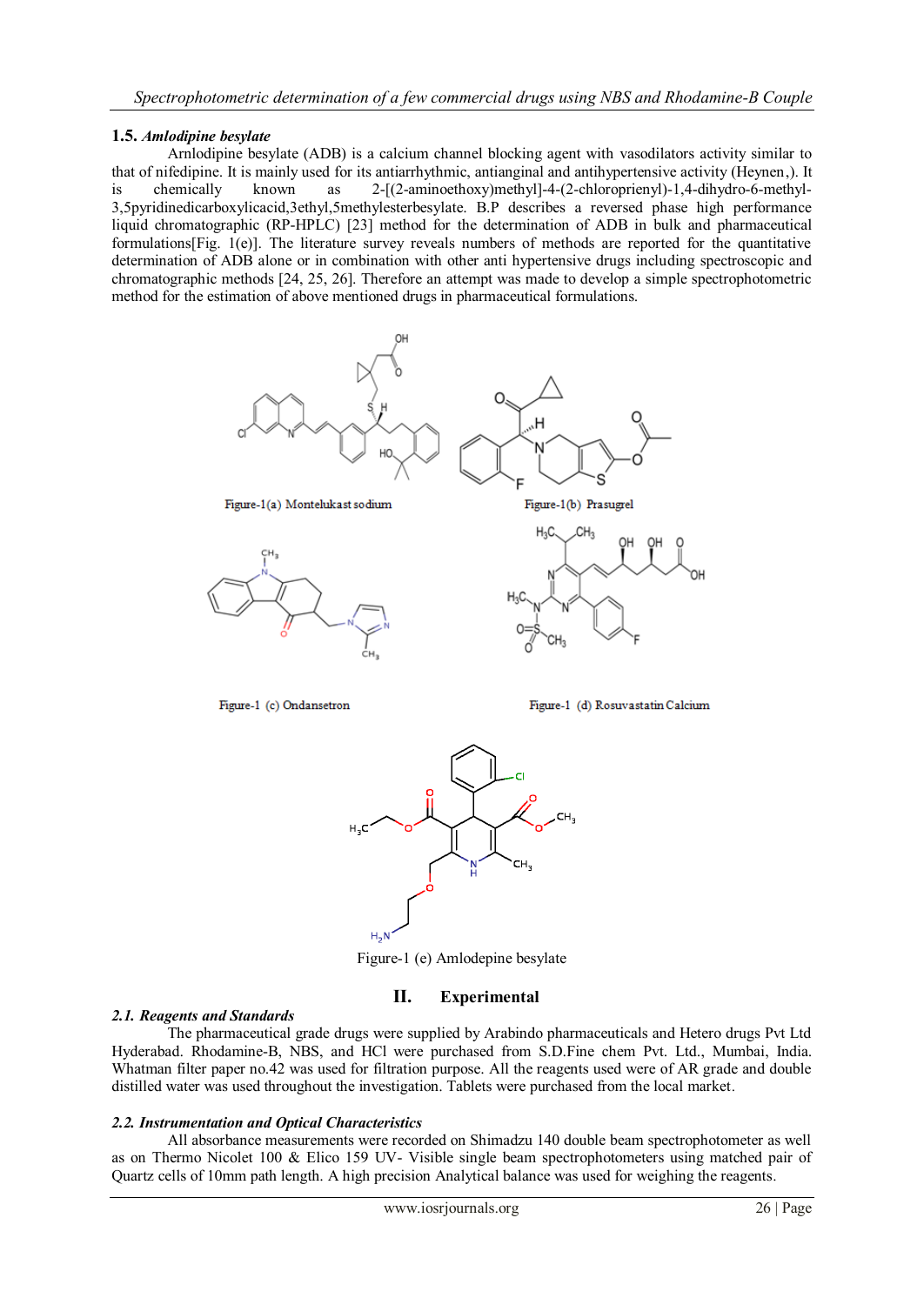### 1.5. *Amlodipine besylate*

Arnlodipine besylate (ADB) is a calcium channel blocking agent with vasodilators activity similar to that of nifedipine. It is mainly used for its antiarrhythmic, antianginal and antihypertensive activity (Heynen,). It is chemically known as 2-[(2-aminoethoxy)methyl]-4-(2-chloroprienyl)-1,4-dihydro-6-methyl-3,5pyridinedicarboxylicacid,3ethyl,5methylesterbesylate. B.P describes a reversed phase high performance liquid chromatographic (RP-HPLC) [23] method for the determination of ADB in bulk and pharmaceutical formulations[Fig. 1(e)]. The literature survey reveals numbers of methods are reported for the quantitative determination of ADB alone or in combination with other anti hypertensive drugs including spectroscopic and chromatographic methods [24, 25, 26]. Therefore an attempt was made to develop a simple spectrophotometric method for the estimation of above mentioned drugs in pharmaceutical formulations.

Figure-1(a) Montelukast sodium

Figure-1(b) Prasugrel

Figure-1 (c) Ondansetron

Figure-1 (d) Rosuvastatin Calcium

Figure-1 (e) Amlodepine besylate

## II. Experimental

### 2.1. Reagents and Standards

The pharmaceutical grade drugs were supplied by Arabindo pharmaceuticals and Hetero drugs Pvt Ltd Hyderabad. Rhodamine-B, NBS, and HCl were purchased from S.D.Fine chem Pvt. Ltd., Mumbai, India. Whatman filter paper no.42 was used for filtration purpose. All the reagents used were of AR grade and double distilled water was used throughout the investigation. Tablets were purchased from the local market.

### 2.2. Instrumentation and Optical Characteristics

All absorbance measurements were recorded on Shimadzu 140 double beam spectrophotometer as well as on Thermo Nicolet 100 & Elico 159 UV- Visible single beam spectrophotometers using matched pair of Quartz cells of 10mm path length. A high precision Analytical balance was used for weighing the reagents.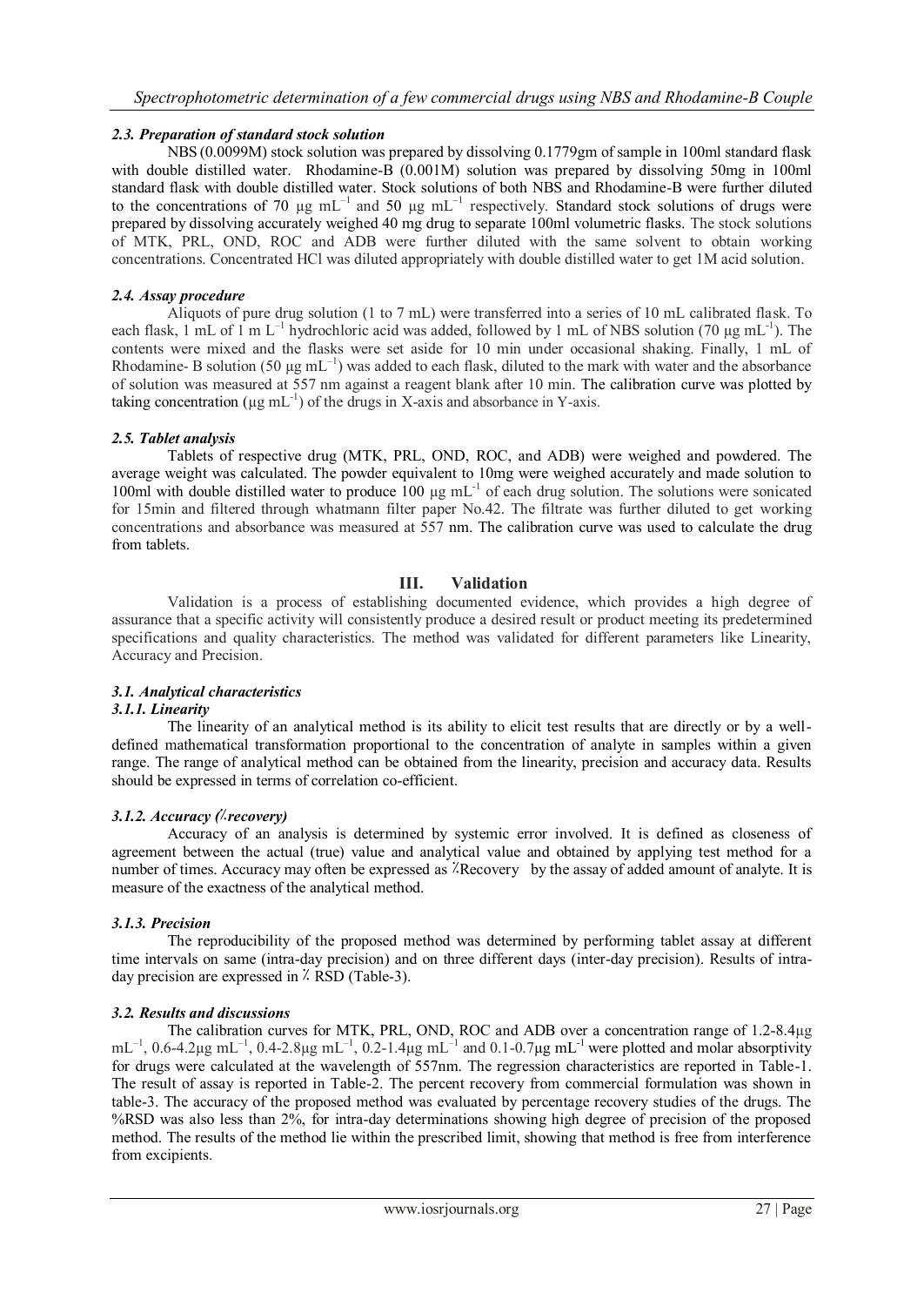### 2.3. Preparation of standard stock solution

NBS (0.0099M) stock solution was prepared by dissolving 0.1779gm of sample in 100ml standard flask with double distilled water. Rhodamine-B (0.001M) solution was prepared by dissolving 50mg in 100ml standard flask with double distilled water. Stock solutions of both NBS and Rhodamine-B were further diluted to the concentrations of 70 μg $mL^{-1}$ and 50 μg $mL^{-1}$ respectively. Standard stock solutions of drugs were prepared by dissolving accurately weighed 40 mg drug to separate 100ml volumetric flasks. The stock solutions of MTK, PRL, OND, ROC and ADB were further diluted with the same solvent to obtain working concentrations. Concentrated HCl was diluted appropriately with double distilled water to get 1M acid solution.

### 2.4. Assay procedure

Aliquots of pure drug solution (1 to 7 mL) were transferred into a series of 10 mL calibrated flask. To each flask, 1 mL of 1 m $L^{-1}$ hydrochloric acid was added, followed by 1 mL of NBS solution (70 μg $mL^{-1}$). The contents were mixed and the flasks were set aside for 10 min under occasional shaking. Finally, 1 mL of Rhodamine- B solution (50 μg $mL^{-1}$) was added to each flask, diluted to the mark with water and the absorbance of solution was measured at 557 nm against a reagent blank after 10 min. The calibration curve was plotted by taking concentration (μg $mL^{-1}$) of the drugs in X-axis and absorbance in Y-axis.

### 2.5. Tablet analysis

Tablets of respective drug (MTK, PRL, OND, ROC, and ADB) were weighed and powdered. The average weight was calculated. The powder equivalent to 10mg were weighed accurately and made solution to 100ml with double distilled water to produce 100 μg $mL^{-1}$ of each drug solution. The solutions were sonicated for 15min and filtered through whatmann filter paper No.42. The filtrate was further diluted to get working concentrations and absorbance was measured at 557 nm. The calibration curve was used to calculate the drug from tablets.

## III. Validation

Validation is a process of establishing documented evidence, which provides a high degree of assurance that a specific activity will consistently produce a desired result or product meeting its predetermined specifications and quality characteristics. The method was validated for different parameters like Linearity, Accuracy and Precision.

### 3.1. Analytical characteristics

#### 3.1.1. Linearity

The linearity of an analytical method is its ability to elicit test results that are directly or by a well-defined mathematical transformation proportional to the concentration of analyte in samples within a given range. The range of analytical method can be obtained from the linearity, precision and accuracy data. Results should be expressed in terms of correlation co-efficient.

#### 3.1.2. Accuracy (%recovery)

Accuracy of an analysis is determined by systemic error involved. It is defined as closeness of agreement between the actual (true) value and analytical value and obtained by applying test method for a number of times. Accuracy may often be expressed as %Recovery by the assay of added amount of analyte. It is measure of the exactness of the analytical method.

#### 3.1.3. Precision

The reproducibility of the proposed method was determined by performing tablet assay at different time intervals on same (intra-day precision) and on three different days (inter-day precision). Results of intra-day precision are expressed in % RSD (Table-3).

### 3.2. Results and discussions

The calibration curves for MTK, PRL, OND, ROC and ADB over a concentration range of 1.2-8.4μg $mL^{-1}$, 0.6-4.2μg $mL^{-1}$, 0.4-2.8μg $mL^{-1}$, 0.2-1.4μg $mL^{-1}$ and 0.1-0.7μg $mL^{-1}$ were plotted and molar absorptivity for drugs were calculated at the wavelength of 557nm. The regression characteristics are reported in Table-1. The result of assay is reported in Table-2. The percent recovery from commercial formulation was shown in table-3. The accuracy of the proposed method was evaluated by percentage recovery studies of the drugs. The %RSD was also less than 2%, for intra-day determinations showing high degree of precision of the proposed method. The results of the method lie within the prescribed limit, showing that method is free from interference from excipients.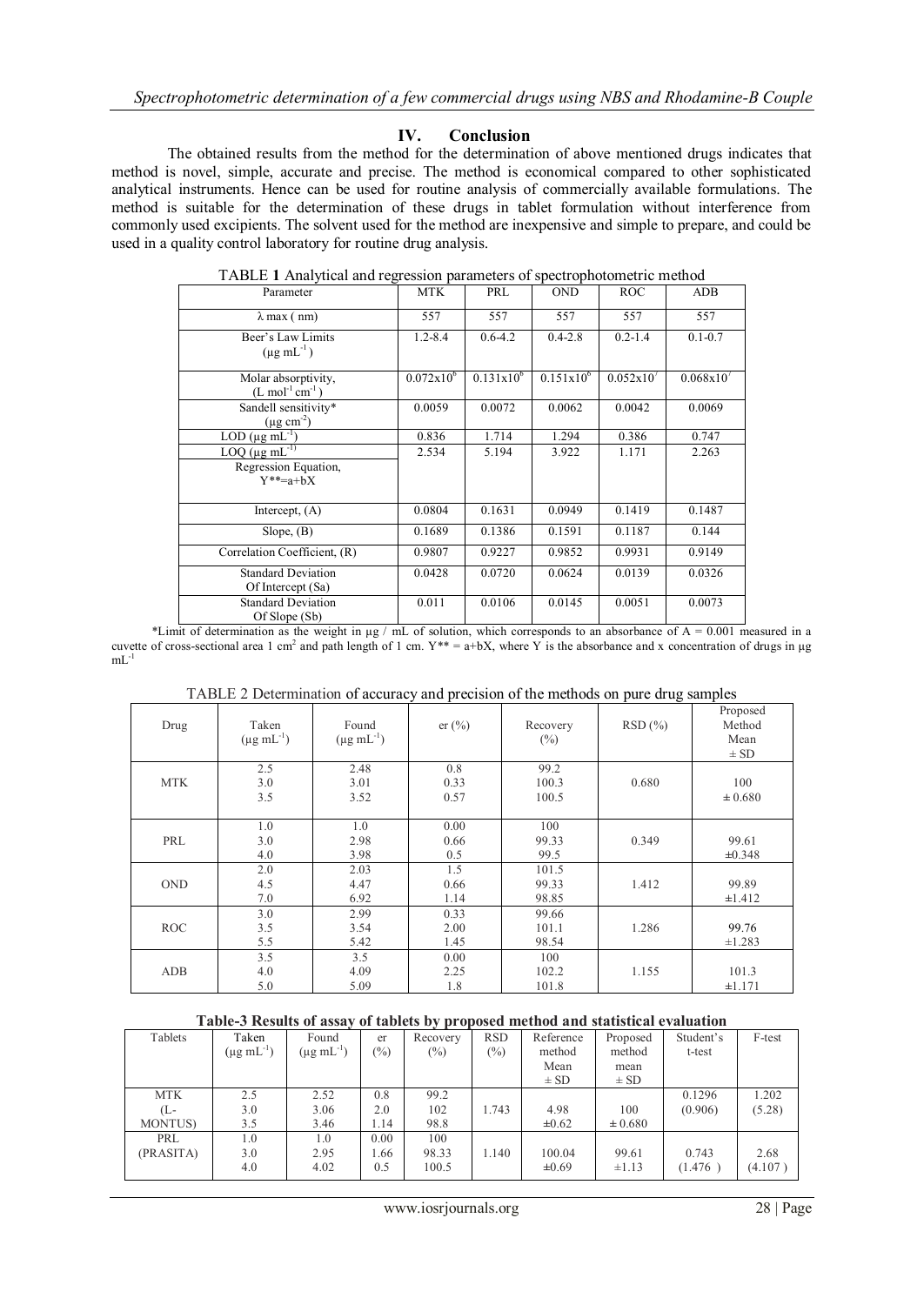## IV. Conclusion

The obtained results from the method for the determination of above mentioned drugs indicates that method is novel, simple, accurate and precise. The method is economical compared to other sophisticated analytical instruments. Hence can be used for routine analysis of commercially available formulations. The method is suitable for the determination of these drugs in tablet formulation without interference from commonly used excipients. The solvent used for the method are inexpensive and simple to prepare, and could be used in a quality control laboratory for routine drug analysis.

TABLE **1** Analytical and regression parameters of spectrophotometric method

| Parameter | MTK | PRL | OND | ROC | ADB |
|---|---|---|---|---|---|
| λ max ( nm) | 557 | 557 | 557 | 557 | 557 |
| Beer's Law Limits ($\mu g\ mL^{-1}$) | 1.2-8.4 | 0.6-4.2 | 0.4-2.8 | 0.2-1.4 | 0.1-0.7 |
| Molar absorptivity, ($L\ mol^{-1}\ cm^{-1}$) | $0.072 x10^{6}$ | $0.131x10^{6}$ | $0.151x10^{6}$ | $0.052x10^{7}$ | $0.068x10^{7}$ |
| Sandell sensitivity* ($\mu g\ cm^{-2}$) | 0.0059 | 0.0072 | 0.0062 | 0.0042 | 0.0069 |
| LOD ($\mu g\ mL^{-1}$) | 0.836 | 1.714 | 1.294 | 0.386 | 0.747 |
| LOQ ($\mu g\ mL^{-1)}$ | 2.534 | 5.194 | 3.922 | 1.171 | 2.263 |
| Regression Equation, Y**=a+bX | | | | | |
| Intercept, (A) | 0.0804 | 0.1631 | 0.0949 | 0.1419 | 0.1487 |
| Slope, (B) | 0.1689 | 0.1386 | 0.1591 | 0.1187 | 0.144 |
| Correlation Coefficient, (R) | 0.9807 | 0.9227 | 0.9852 | 0.9931 | 0.9149 |
| Standard Deviation Of Intercept (Sa) | 0.0428 | 0.0720 | 0.0624 | 0.0139 | 0.0326 |
| Standard Deviation Of Slope (Sb) | 0.011 | 0.0106 | 0.0145 | 0.0051 | 0.0073 |

*Limit of determination as the weight in µg / mL of solution, which corresponds to an absorbance of A = 0.001 measured in a cuvette of cross-sectional area 1 $cm^2$ and path length of 1 cm. Y** = a+bX, where Y is the absorbance and x concentration of drugs in µg $mL^{-1}$

TABLE 2 Determination of accuracy and precision of the methods on pure drug samples

| Drug | Taken ($\mu g\ mL^{-1}$) | Found ($\mu g\ mL^{-1}$) | er (%) | Recovery (%) | RSD (%) | Proposed Method Mean ± SD |
|---|---|---|---|---|---|---|
| MTK | 2.5<br>3.0<br>3.5 | 2.48<br>3.01<br>3.52 | 0.8<br>0.33<br>0.57 | 99.2<br>100.3<br>100.5 | 0.680 | 100<br>± 0.680 |
| PRL | 1.0<br>3.0<br>4.0 | 1.0<br>2.98<br>3.98 | 0.00<br>0.66<br>0.5 | 100<br>99.33<br>99.5 | 0.349 | 99.61<br>±0.348 |
| OND | 2.0<br>4.5<br>7.0 | 2.03<br>4.47<br>6.92 | 1.5<br>0.66<br>1.14 | 101.5<br>99.33<br>98.85 | 1.412 | 99.89<br>±1.412 |
| ROC | 3.0<br>3.5<br>5.5 | 2.99<br>3.54<br>5.42 | 0.33<br>2.00<br>1.45 | 99.66<br>101.1<br>98.54 | 1.286 | 99.76<br>±1.283 |
| ADB | 3.5<br>4.0<br>5.0 | 3.5<br>4.09<br>5.09 | 0.00<br>2.25<br>1.8 | 100<br>102.2<br>101.8 | 1.155 | 101.3<br>±1.171 |

**Table-3 Results of assay of tablets by proposed method and statistical evaluation**

| Tablets | Taken ($\mu g\ mL^{-1}$) | Found ($\mu g\ mL^{-1}$) | er (%) | Recovery (%) | RSD (%) | Reference method Mean ± SD | Proposed method mean ± SD | Student's t-test | F-test |
|---|---|---|---|---|---|---|---|---|---|
| MTK (L-MONTUS) | 2.5<br>3.0<br>3.5 | 2.52<br>3.06<br>3.46 | 0.8<br>2.0<br>1.14 | 99.2<br>102<br>98.8 | 1.743 | 4.98<br>±0.62 | 100<br>± 0.680 | 0.1296<br>(0.906) | 1.202<br>(5.28) |
| PRL (PRASITA) | 1.0<br>3.0<br>4.0 | 1.0<br>2.95<br>4.02 | 0.00<br>1.66<br>0.5 | 100<br>98.33<br>100.5 | 1.140 | 100.04<br>±0.69 | 99.61<br>±1.13 | 0.743<br>(1.476 ) | 2.68<br>(4.107 ) |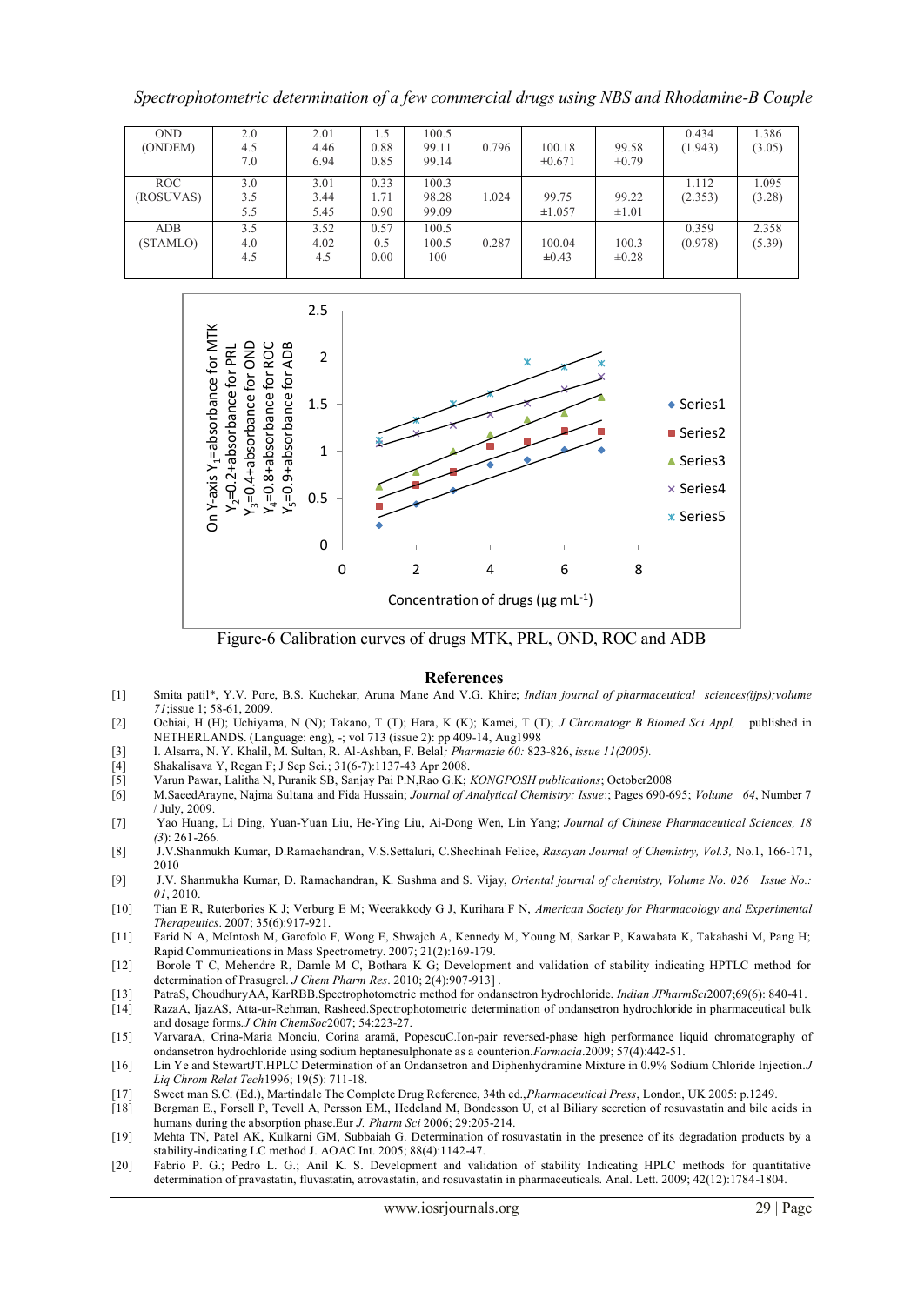| | | | | | | | | | |
|---|---|---|---|---|---|---|---|---|---|
| OND (ONDEM) | 2.0<br>4.5<br>7.0 | 2.01<br>4.46<br>6.94 | 1.5<br>0.88<br>0.85 | 100.5<br>99.11<br>99.14 | 0.796 | 100.18<br>±0.671 | 99.58<br>±0.79 | 0.434<br>(1.943) | 1.386<br>(3.05) |
| ROC (ROSUVAS) | 3.0<br>3.5<br>5.5 | 3.01<br>3.44<br>5.45 | 0.33<br>1.71<br>0.90 | 100.3<br>98.28<br>99.09 | 1.024 | 99.75<br>±1.057 | 99.22<br>±1.01 | 1.112<br>(2.353) | 1.095<br>(3.28) |
| ADB (STAMLO) | 3.5<br>4.0<br>4.5 | 3.52<br>4.02<br>4.5 | 0.57<br>0.5<br>0.00 | 100.5<br>100.5<br>100 | 0.287 | 100.04<br>±0.43 | 100.3<br>±0.28 | 0.359<br>(0.978) | 2.358<br>(5.39) |

Figure-6 Calibration curves of drugs MTK, PRL, OND, ROC and ADB

## References

[1] Smita patil*, Y.V. Pore, B.S. Kuchekar, Aruna Mane And V.G. Khire; *Indian journal of pharmaceutical sciences(ijps);volume 71*;issue 1; 58-61, 2009.

[2] Ochiai, H (H); Uchiyama, N (N); Takano, T (T); Hara, K (K); Kamei, T (T); *J Chromatogr B Biomed Sci Appl,* published in NETHERLANDS. (Language: eng), -; vol 713 (issue 2): pp 409-14, Aug1998

[3] I. Alsarra, N. Y. Khalil, M. Sultan, R. Al-Ashban, F. Belal*; Pharmazie 60:* 823-826, *issue 11(2005).*

[4] Shakalisava Y, Regan F; J Sep Sci.; 31(6-7):1137-43 Apr 2008.

[5] Varun Pawar, Lalitha N, Puranik SB, Sanjay Pai P.N,Rao G.K; *KONGPOSH publications*; October2008

[6] M.SaeedArayne, Najma Sultana and Fida Hussain; *Journal of Analytical Chemistry; Issue*:; Pages 690-695; *Volume 64*, Number 7 / July, 2009.

[7] Yao Huang, Li Ding, Yuan-Yuan Liu, He-Ying Liu, Ai-Dong Wen, Lin Yang; *Journal of Chinese Pharmaceutical Sciences, 18 (3)*: 261-266.

[8] J.V.Shanmukh Kumar, D.Ramachandran, V.S.Settaluri, C.Shechinah Felice, *Rasayan Journal of Chemistry, Vol.3,* No.1, 166-171, 2010

[9] J.V. Shanmukha Kumar, D. Ramachandran, K. Sushma and S. Vijay, *Oriental journal of chemistry, Volume No. 026 Issue No.: 01*, 2010.

[10] Tian E R, Ruterbories K J; Verburg E M; Weerakkody G J, Kurihara F N, *American Society for Pharmacology and Experimental Therapeutics*. 2007; 35(6):917-921.

[11] Farid N A, McIntosh M, Garofolo F, Wong E, Shwajch A, Kennedy M, Young M, Sarkar P, Kawabata K, Takahashi M, Pang H; Rapid Communications in Mass Spectrometry. 2007; 21(2):169-179.

[12] Borole T C, Mehendre R, Damle M C, Bothara K G; Development and validation of stability indicating HPTLC method for determination of Prasugrel. *J Chem Pharm Res*. 2010; 2(4):907-913] .

[13] PatraS, ChoudhuryAA, KarRBB.Spectrophotometric method for ondansetron hydrochloride. *Indian JPharmSci*2007;69(6): 840-41.

[14] RazaA, IjazAS, Atta-ur-Rehman, Rasheed.Spectrophotometric determination of ondansetron hydrochloride in pharmaceutical bulk and dosage forms.*J Chin ChemSoc*2007; 54:223-27.

[15] VarvaraA, Crina-Maria Monciu, Corina aramă, PopescuC.Ion-pair reversed-phase high performance liquid chromatography of ondansetron hydrochloride using sodium heptanesulphonate as a counterion.*Farmacia*.2009; 57(4):442-51.

[16] Lin Ye and StewartJT.HPLC Determination of an Ondansetron and Diphenhydramine Mixture in 0.9% Sodium Chloride Injection.*J Liq Chrom Relat Tech*1996; 19(5): 711-18.

[17] Sweet man S.C. (Ed.), Martindale The Complete Drug Reference, 34th ed.,*Pharmaceutical Press*, London, UK 2005: p.1249.

[18] Bergman E., Forsell P, Tevell A, Persson EM., Hedeland M, Bondesson U, et al Biliary secretion of rosuvastatin and bile acids in humans during the absorption phase.Eur *J. Pharm Sci* 2006; 29:205-214.

[19] Mehta TN, Patel AK, Kulkarni GM, Subbaiah G. Determination of rosuvastatin in the presence of its degradation products by a stability-indicating LC method J. AOAC Int. 2005; 88(4):1142-47.

[20] Fabrio P. G.; Pedro L. G.; Anil K. S. Development and validation of stability Indicating HPLC methods for quantitative determination of pravastatin, fluvastatin, atrovastatin, and rosuvastatin in pharmaceuticals. Anal. Lett. 2009; 42(12):1784-1804.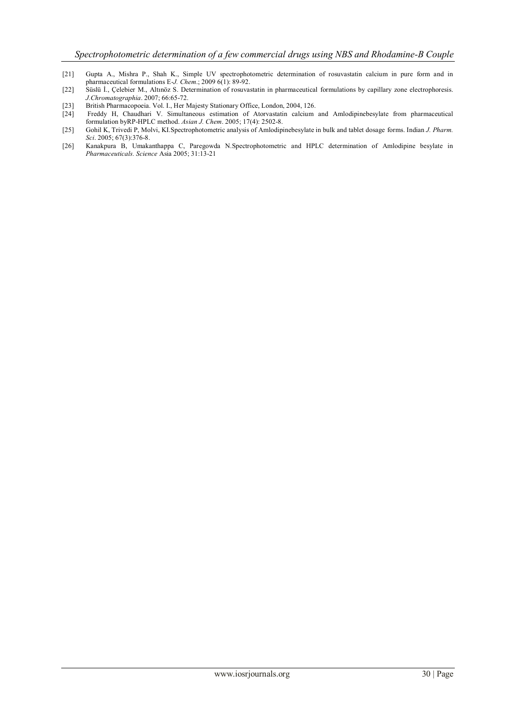[21] Gupta A., Mishra P., Shah K., Simple UV spectrophotometric determination of rosuvastatin calcium in pure form and in pharmaceutical formulations E-*J. Chem*.; 2009 6(1): 89-92.

[22] Süslü İ., Çelebier M., Altınöz S. Determination of rosuvastatin in pharmaceutical formulations by capillary zone electrophoresis. *J.Chromatographia*. 2007; 66:65-72.

[23] British Pharmacopoeia. Vol. I., Her Majesty Stationary Office, London, 2004, 126.

[24] Freddy H, Chaudhari V. Simultaneous estimation of Atorvastatin calcium and Amlodipinebesylate from pharmaceutical formulation byRP-HPLC method. *Asian J. Chem*. 2005; 17(4): 2502-8.

[25] Gohil K, Trivedi P, Molvi, KI.Spectrophotometric analysis of Amlodipinebesylate in bulk and tablet dosage forms. Indian *J. Pharm. Sci*. 2005; 67(3):376-8.

[26] Kanakpura B, Umakanthappa C, Paregowda N.Spectrophotometric and HPLC determination of Amlodipine besylate in *Pharmaceuticals*. *Science* Asia 2005; 31:13-21